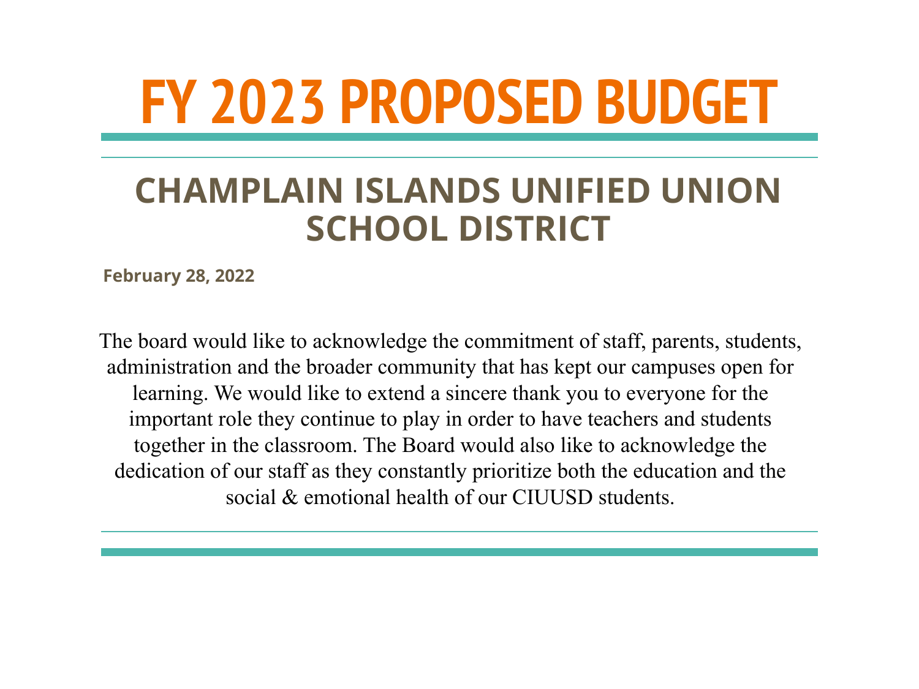# FY 2023 PROPOSED BUDGET

## CHAMPLAIN ISLANDS UNIFIED UNION SCHOOL DISTRICT

**February 28, 2022**

The board would like to acknowledge the commitment of staff, parents, students, administration and the broader community that has kept our campuses open for learning. We would like to extend a sincere thank you to everyone for the important role they continue to play in order to have teachers and students together in the classroom. The Board would also like to acknowledge the dedication of our staff as they constantly prioritize both the education and the social & emotional health of our CIUUSD students.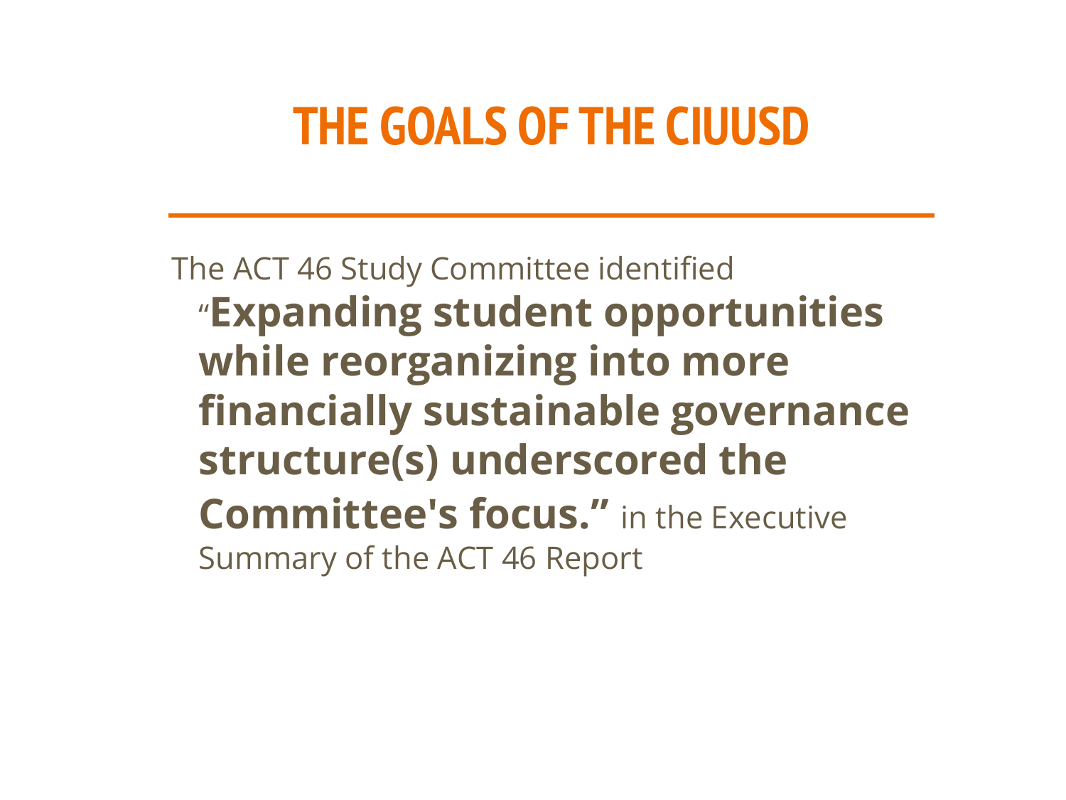# THE GOALS OF THE CIUUSD

The ACT 46 Study Committee identified "**Expanding student opportunities while reorganizing into more financially sustainable governance structure(s) underscored the Committee's focus.**" in the Executive Summary of the ACT 46 Report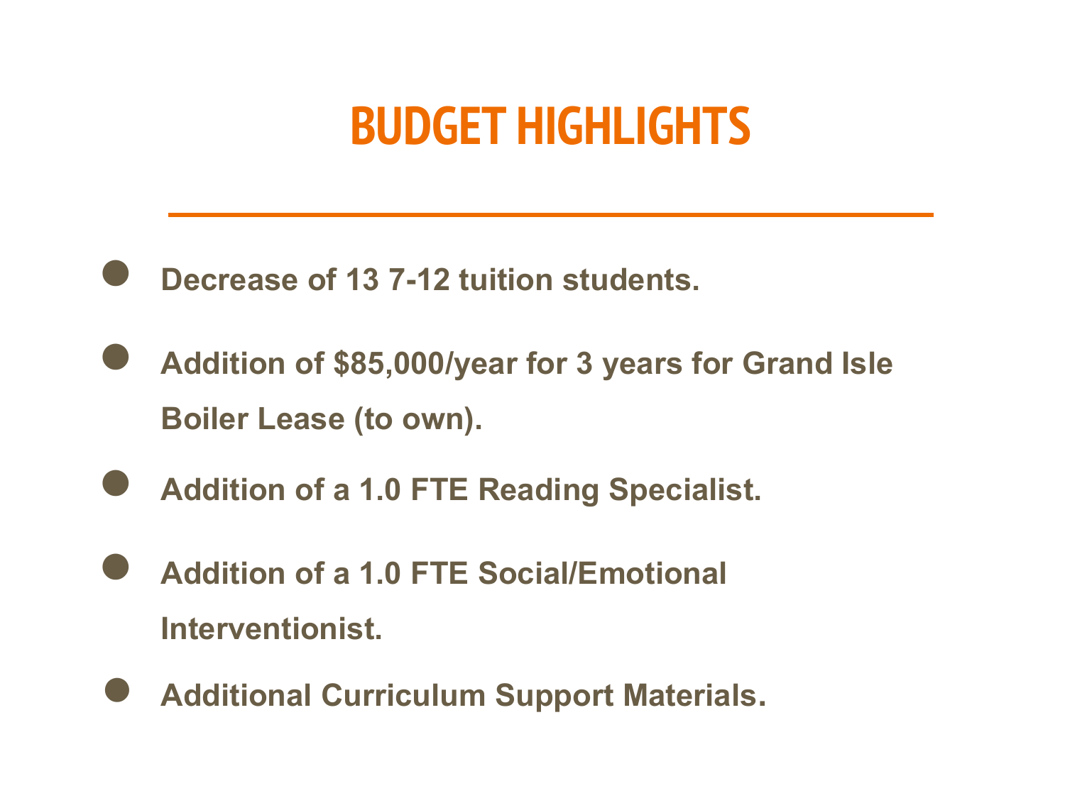# BUDGET HIGHLIGHTS

- **Decrease of 13 7-12 tuition students.**
- **Addition of $85,000/year for 3 years for Grand Isle Boiler Lease (to own).**
- **Addition of a 1.0 FTE Reading Specialist.**
- **Addition of a 1.0 FTE Social/Emotional Interventionist.**
- **Additional Curriculum Support Materials.**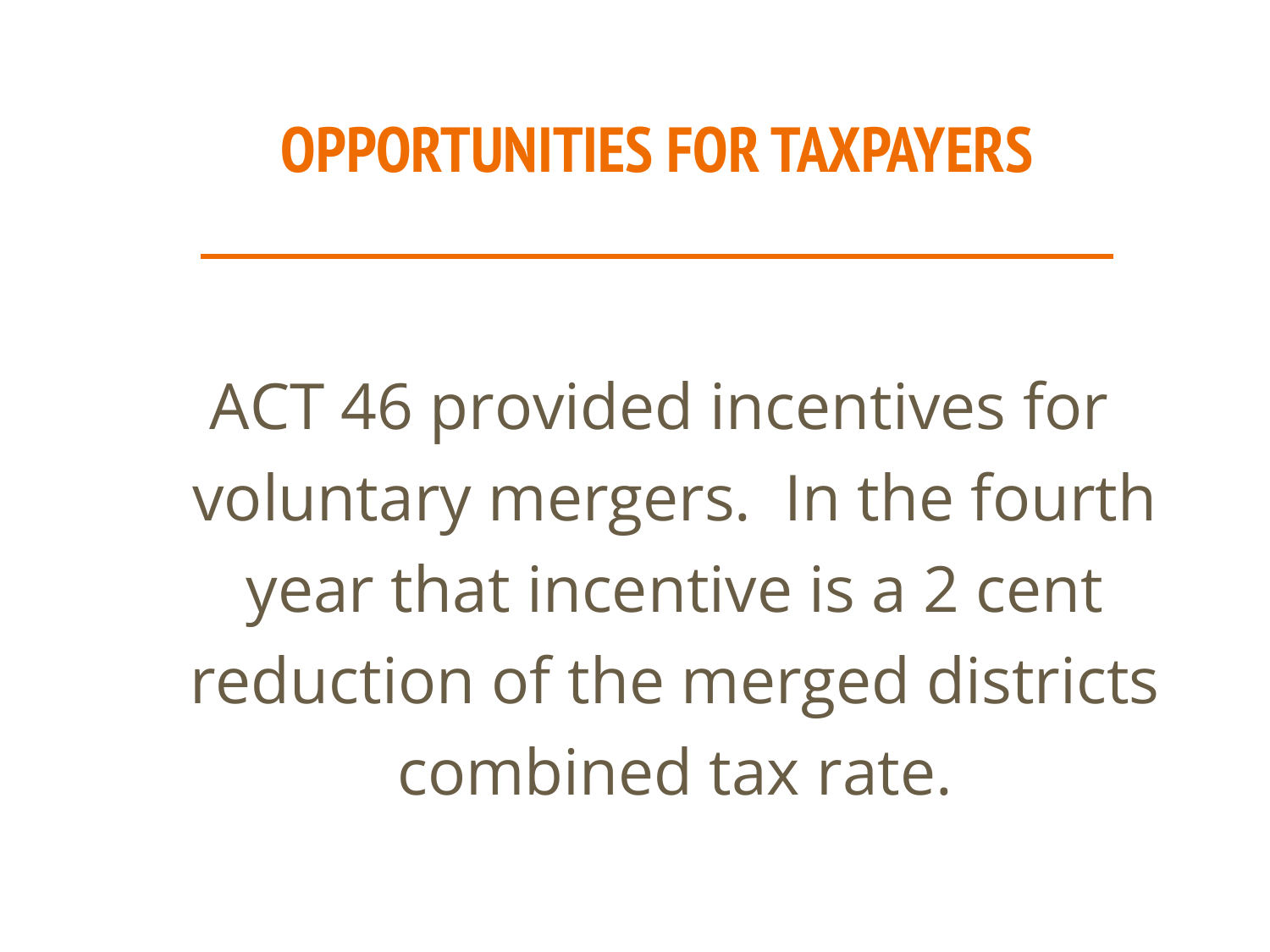# OPPORTUNITIES FOR TAXPAYERS

ACT 46 provided incentives for voluntary mergers.  In the fourth year that incentive is a 2 cent reduction of the merged districts combined tax rate.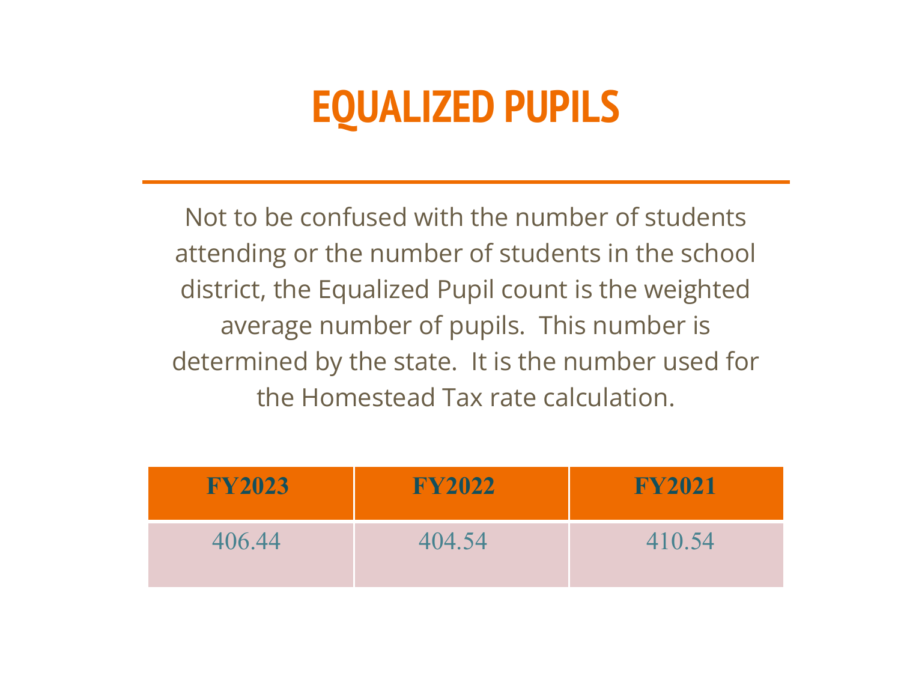# EQUALIZED PUPILS

Not to be confused with the number of students attending or the number of students in the school district, the Equalized Pupil count is the weighted average number of pupils. This number is determined by the state. It is the number used for the Homestead Tax rate calculation.

| FY2023 | FY2022 | FY2021 |
| --- | --- | --- |
| 406.44 | 404.54 | 410.54 |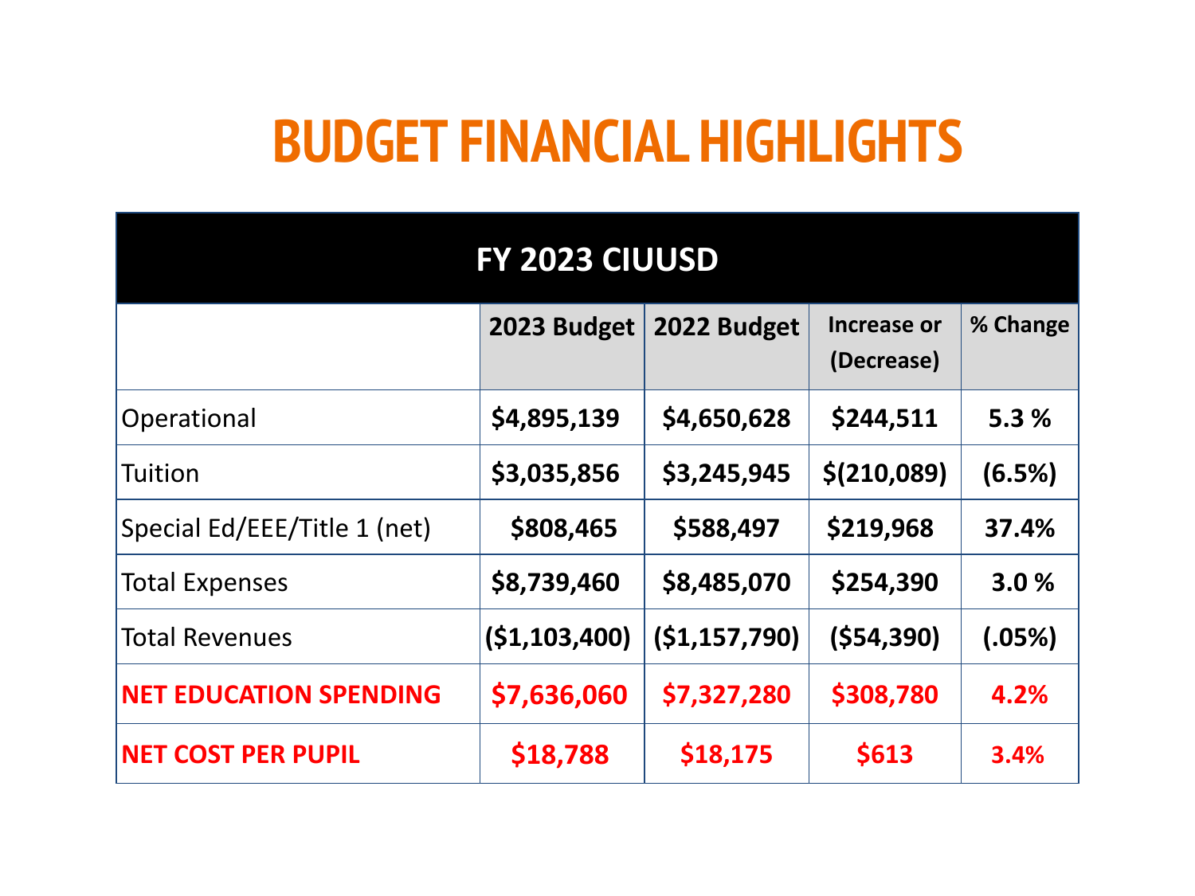# BUDGET FINANCIAL HIGHLIGHTS

| FY 2023 CIUUSD | | | | |
|---|---|---|---|---|
| | **2023 Budget** | **2022 Budget** | **Increase or (Decrease)** | **% Change** |
| Operational | **$4,895,139** | **$4,650,628** | **$244,511** | **5.3 %** |
| Tuition | **$3,035,856** | **$3,245,945** | **$(210,089)** | **(6.5%)** |
| Special Ed/EEE/Title 1 (net) | **$808,465** | **$588,497** | **$219,968** | **37.4%** |
| Total Expenses | **$8,739,460** | **$8,485,070** | **$254,390** | **3.0 %** |
| Total Revenues | **($1,103,400)** | **($1,157,790)** | **($54,390)** | **(.05%)** |
| **NET EDUCATION SPENDING** | **$7,636,060** | **$7,327,280** | **$308,780** | **4.2%** |
| **NET COST PER PUPIL** | **$18,788** | **$18,175** | **$613** | **3.4%** |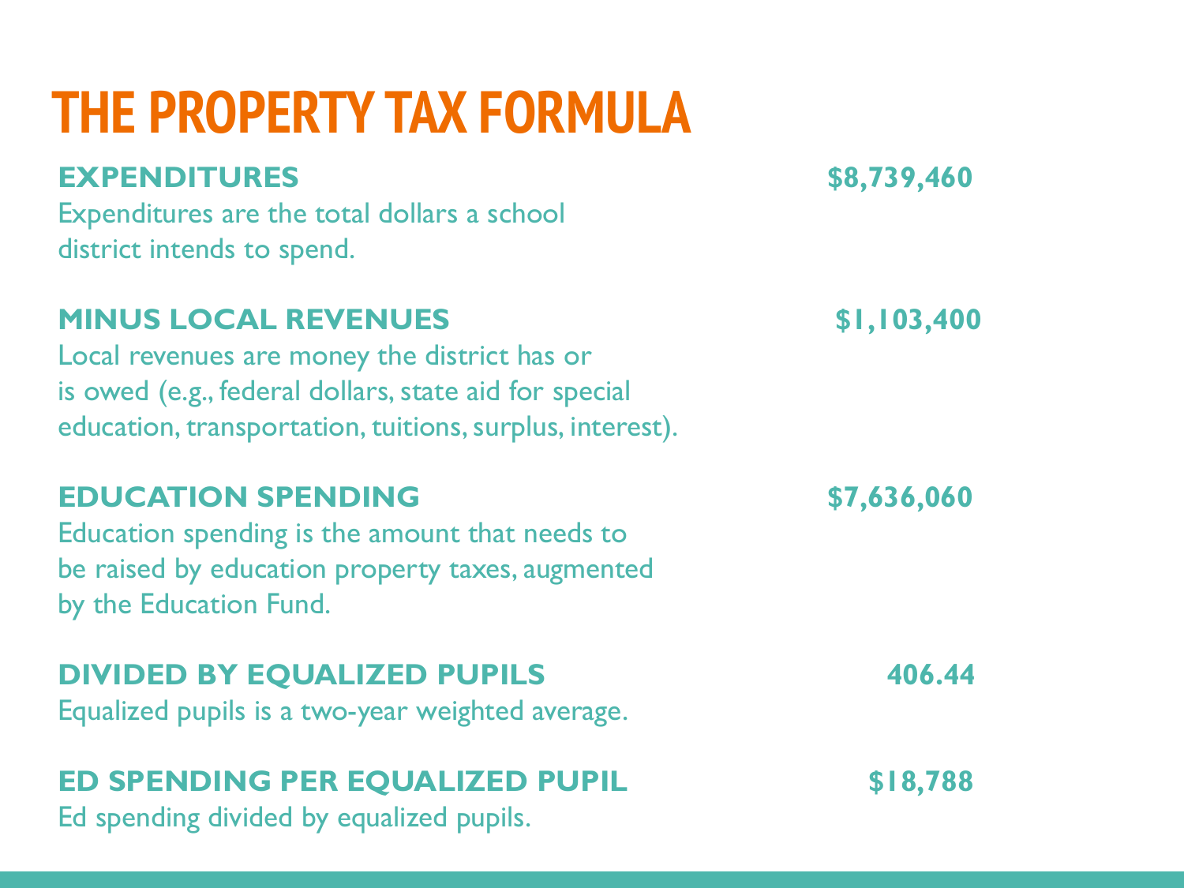# THE PROPERTY TAX FORMULA

**EXPENDITURES** — **$8,739,460**

Expenditures are the total dollars a school district intends to spend.

**MINUS LOCAL REVENUES** — **$1,103,400**

Local revenues are money the district has or is owed (e.g., federal dollars, state aid for special education, transportation, tuitions, surplus, interest).

**EDUCATION SPENDING** — **$7,636,060**

Education spending is the amount that needs to be raised by education property taxes, augmented by the Education Fund.

**DIVIDED BY EQUALIZED PUPILS** — **406.44**

Equalized pupils is a two-year weighted average.

**ED SPENDING PER EQUALIZED PUPIL** — **$18,788**

Ed spending divided by equalized pupils.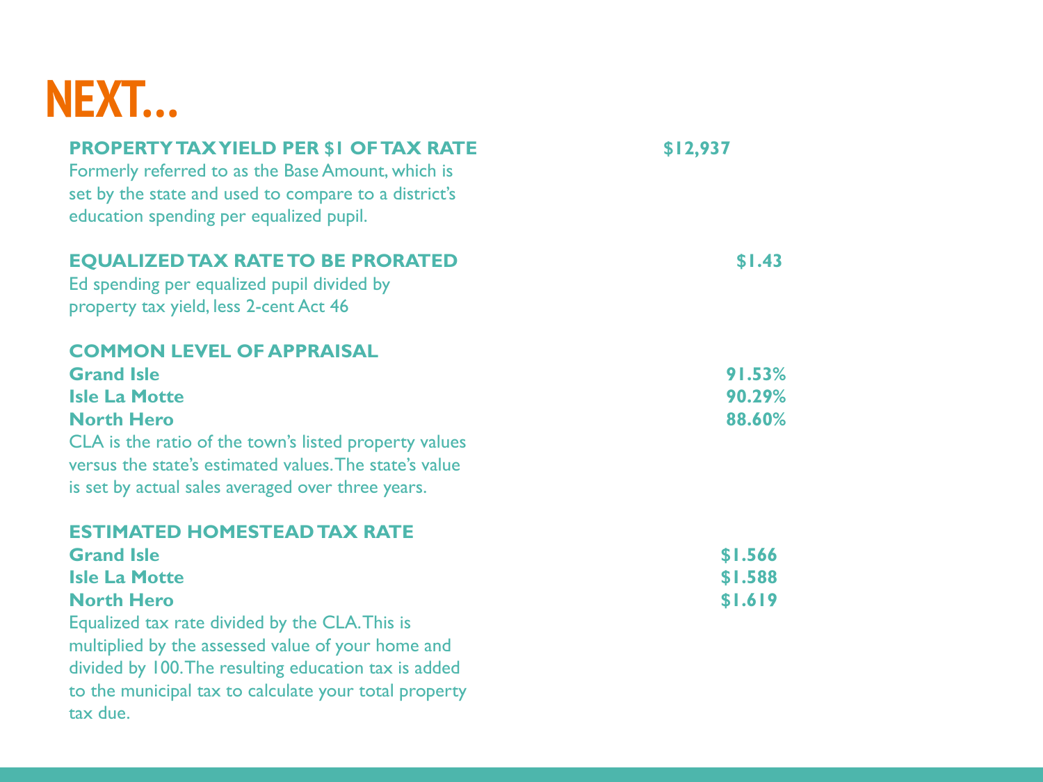# NEXT…

**PROPERTY TAX YIELD PER $1 OF TAX RATE** — **$12,937**

Formerly referred to as the Base Amount, which is set by the state and used to compare to a district's education spending per equalized pupil.

**EQUALIZED TAX RATE TO BE PRORATED** — **$1.43**

Ed spending per equalized pupil divided by property tax yield, less 2-cent Act 46

**COMMON LEVEL OF APPRAISAL**

| | |
|---|---|
| **Grand Isle** | **91.53%** |
| **Isle La Motte** | **90.29%** |
| **North Hero** | **88.60%** |

CLA is the ratio of the town's listed property values versus the state's estimated values. The state's value is set by actual sales averaged over three years.

**ESTIMATED HOMESTEAD TAX RATE**

| | |
|---|---|
| **Grand Isle** | **$1.566** |
| **Isle La Motte** | **$1.588** |
| **North Hero** | **$1.619** |

Equalized tax rate divided by the CLA. This is multiplied by the assessed value of your home and divided by 100. The resulting education tax is added to the municipal tax to calculate your total property tax due.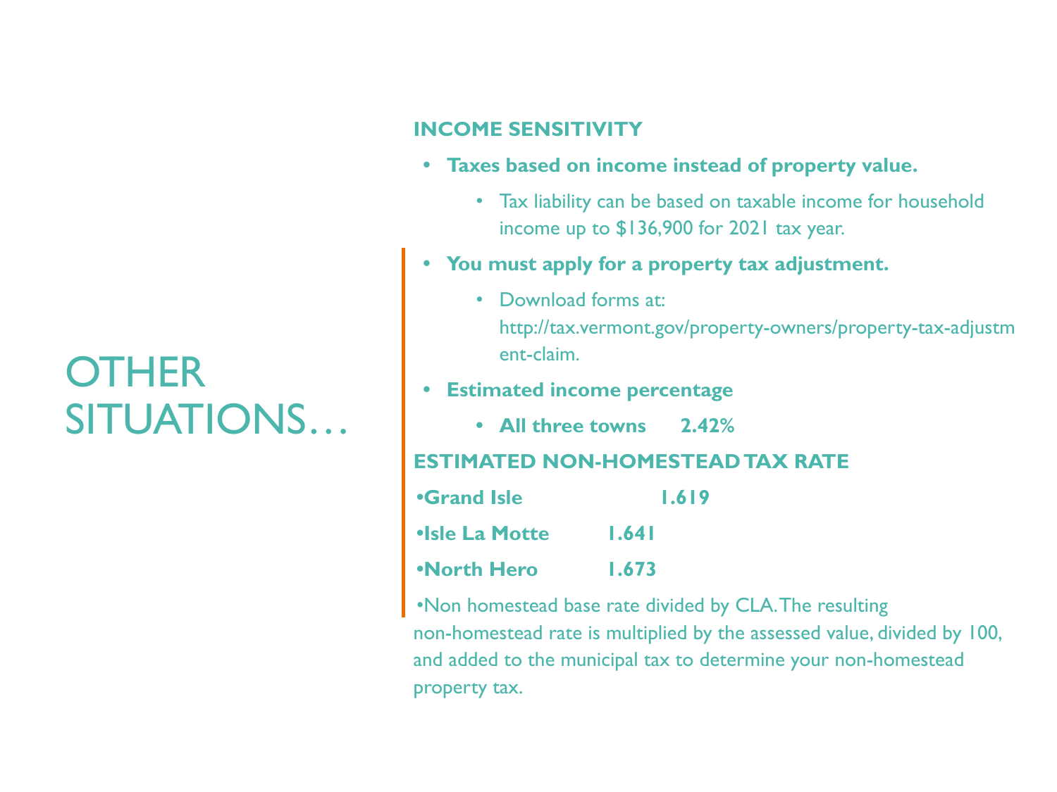# OTHER SITUATIONS…

## INCOME SENSITIVITY

- **Taxes based on income instead of property value.**
  - Tax liability can be based on taxable income for household income up to $136,900 for 2021 tax year.
- **You must apply for a property tax adjustment.**
  - Download forms at: http://tax.vermont.gov/property-owners/property-tax-adjustment-claim.
- **Estimated income percentage**
  - **All three towns 2.42%**

## ESTIMATED NON-HOMESTEAD TAX RATE

- **Grand Isle 1.619**
- **Isle La Motte 1.641**
- **North Hero 1.673**
- Non homestead base rate divided by CLA. The resulting non-homestead rate is multiplied by the assessed value, divided by 100, and added to the municipal tax to determine your non-homestead property tax.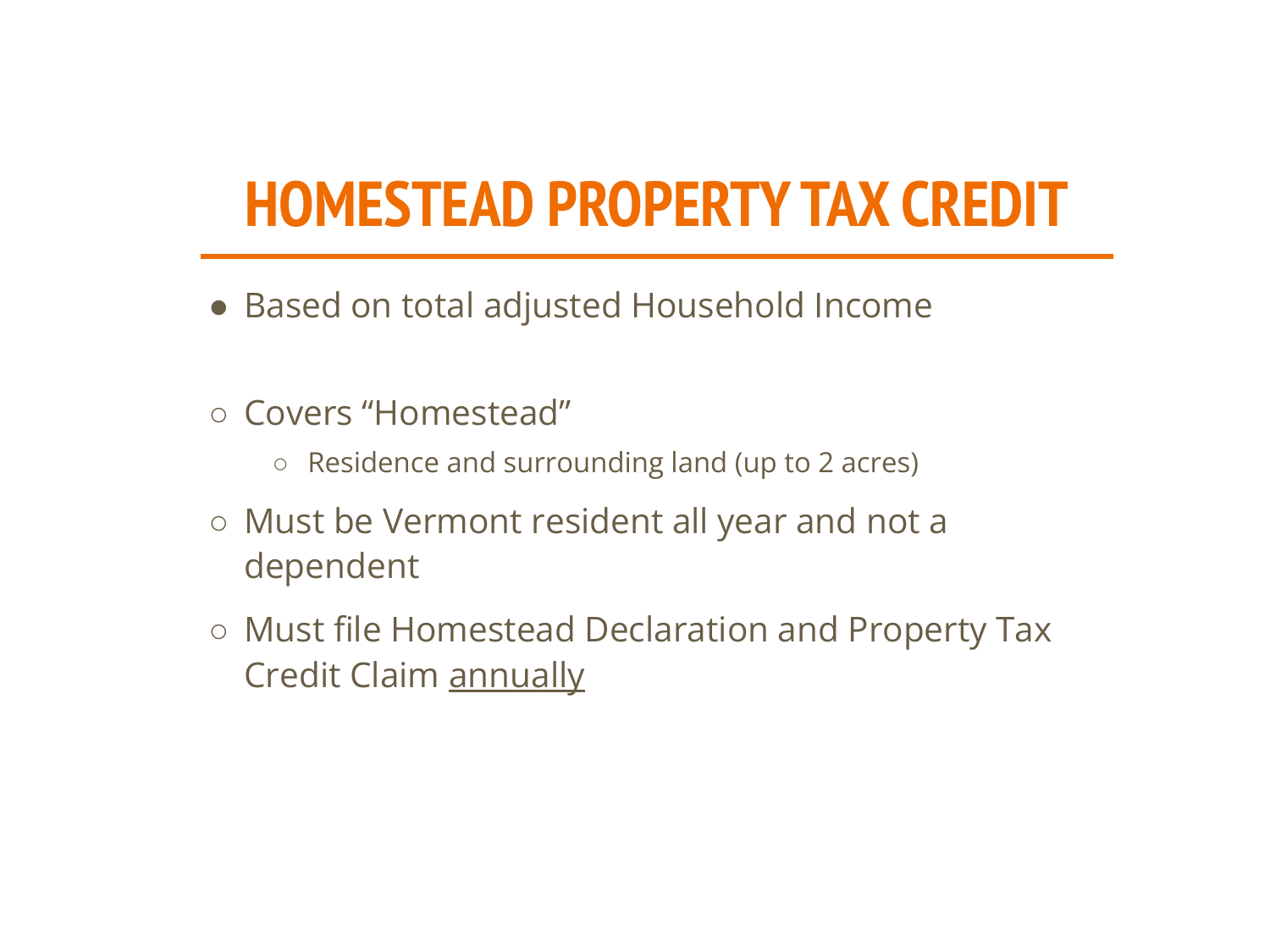# HOMESTEAD PROPERTY TAX CREDIT

- Based on total adjusted Household Income

- Covers “Homestead”
  - Residence and surrounding land (up to 2 acres)
- Must be Vermont resident all year and not a dependent
- Must file Homestead Declaration and Property Tax Credit Claim <u>annually</u>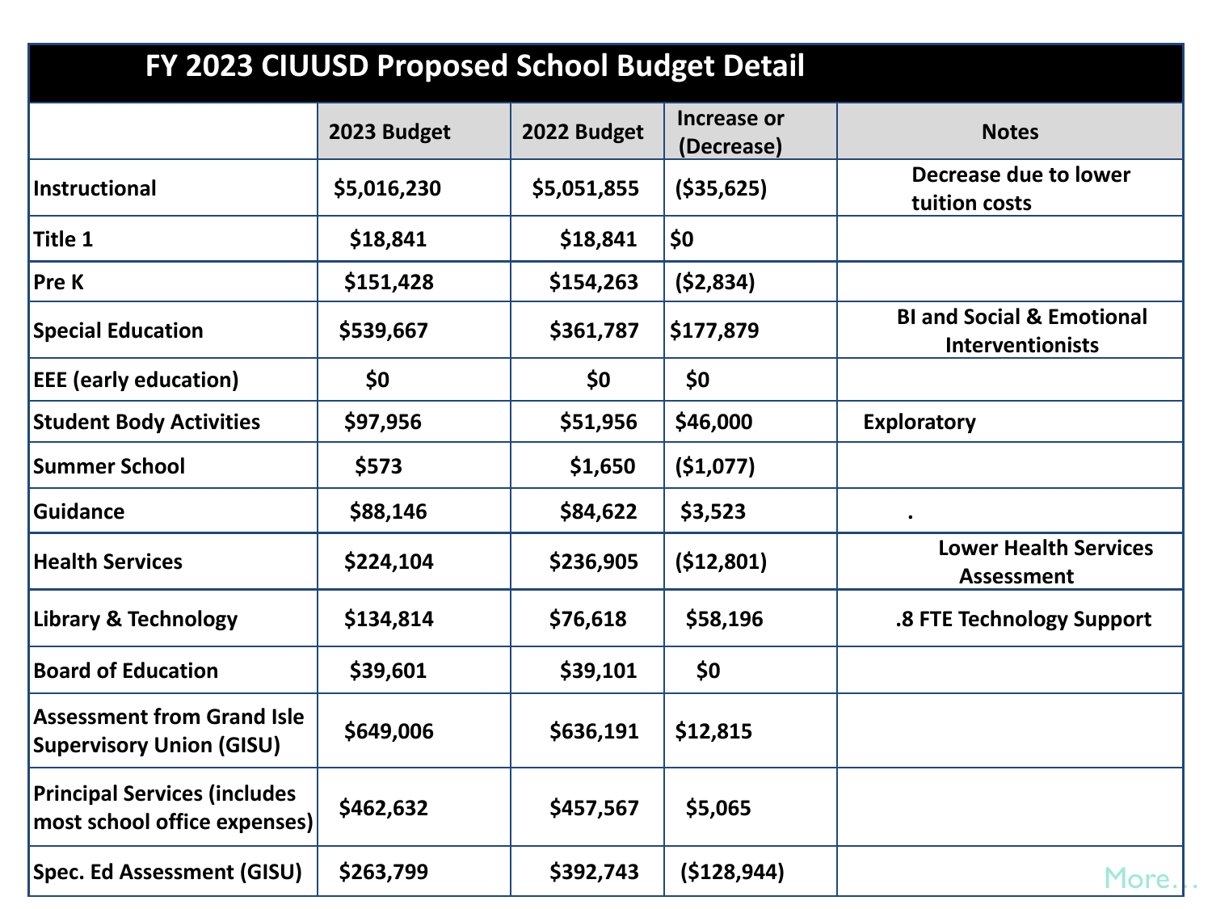# FY 2023 CIUUSD Proposed School Budget Detail

| | 2023 Budget | 2022 Budget | Increase or (Decrease) | Notes |
|---|---|---|---|---|
| Instructional | $5,016,230 | $5,051,855 | ($35,625) | Decrease due to lower tuition costs |
| Title 1 | $18,841 | $18,841 | $0 | |
| Pre K | $151,428 | $154,263 | ($2,834) | |
| Special Education | $539,667 | $361,787 | $177,879 | BI and Social & Emotional Interventionists |
| EEE (early education) | $0 | $0 | $0 | |
| Student Body Activities | $97,956 | $51,956 | $46,000 | Exploratory |
| Summer School | $573 | $1,650 | ($1,077) | |
| Guidance | $88,146 | $84,622 | $3,523 | . |
| Health Services | $224,104 | $236,905 | ($12,801) | Lower Health Services Assessment |
| Library & Technology | $134,814 | $76,618 | $58,196 | .8 FTE Technology Support |
| Board of Education | $39,601 | $39,101 | $0 | |
| Assessment from Grand Isle Supervisory Union (GISU) | $649,006 | $636,191 | $12,815 | |
| Principal Services (includes most school office expenses) | $462,632 | $457,567 | $5,065 | |
| Spec. Ed Assessment (GISU) | $263,799 | $392,743 | ($128,944) | |

More...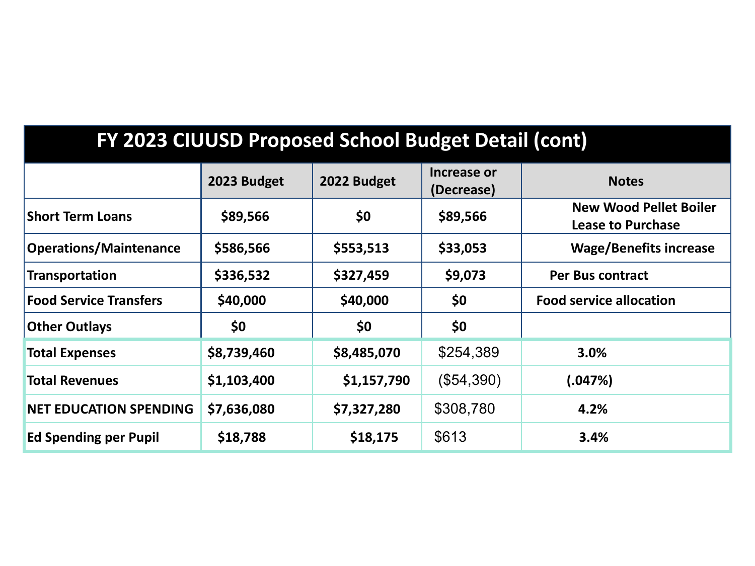| FY 2023 CIUUSD Proposed School Budget Detail (cont) | | | | |
|---|---|---|---|---|
| | **2023 Budget** | **2022 Budget** | **Increase or (Decrease)** | **Notes** |
| **Short Term Loans** | **$89,566** | **$0** | **$89,566** | **New Wood Pellet Boiler Lease to Purchase** |
| **Operations/Maintenance** | **$586,566** | **$553,513** | **$33,053** | **Wage/Benefits increase** |
| **Transportation** | **$336,532** | **$327,459** | **$9,073** | **Per Bus contract** |
| **Food Service Transfers** | **$40,000** | **$40,000** | **$0** | **Food service allocation** |
| **Other Outlays** | **$0** | **$0** | **$0** | |
| **Total Expenses** | **$8,739,460** | **$8,485,070** | $254,389 | **3.0%** |
| **Total Revenues** | **$1,103,400** | **$1,157,790** | ($54,390) | **(.047%)** |
| **NET EDUCATION SPENDING** | **$7,636,080** | **$7,327,280** | $308,780 | **4.2%** |
| **Ed Spending per Pupil** | **$18,788** | **$18,175** | $613 | **3.4%** |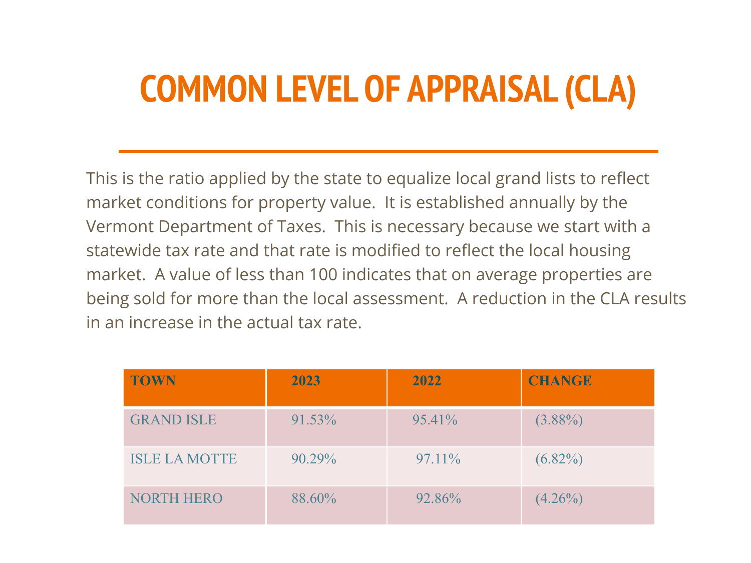# COMMON LEVEL OF APPRAISAL (CLA)

This is the ratio applied by the state to equalize local grand lists to reflect market conditions for property value. It is established annually by the Vermont Department of Taxes. This is necessary because we start with a statewide tax rate and that rate is modified to reflect the local housing market. A value of less than 100 indicates that on average properties are being sold for more than the local assessment. A reduction in the CLA results in an increase in the actual tax rate.

| TOWN | 2023 | 2022 | CHANGE |
|---|---|---|---|
| GRAND ISLE | 91.53% | 95.41% | (3.88%) |
| ISLE LA MOTTE | 90.29% | 97.11% | (6.82%) |
| NORTH HERO | 88.60% | 92.86% | (4.26%) |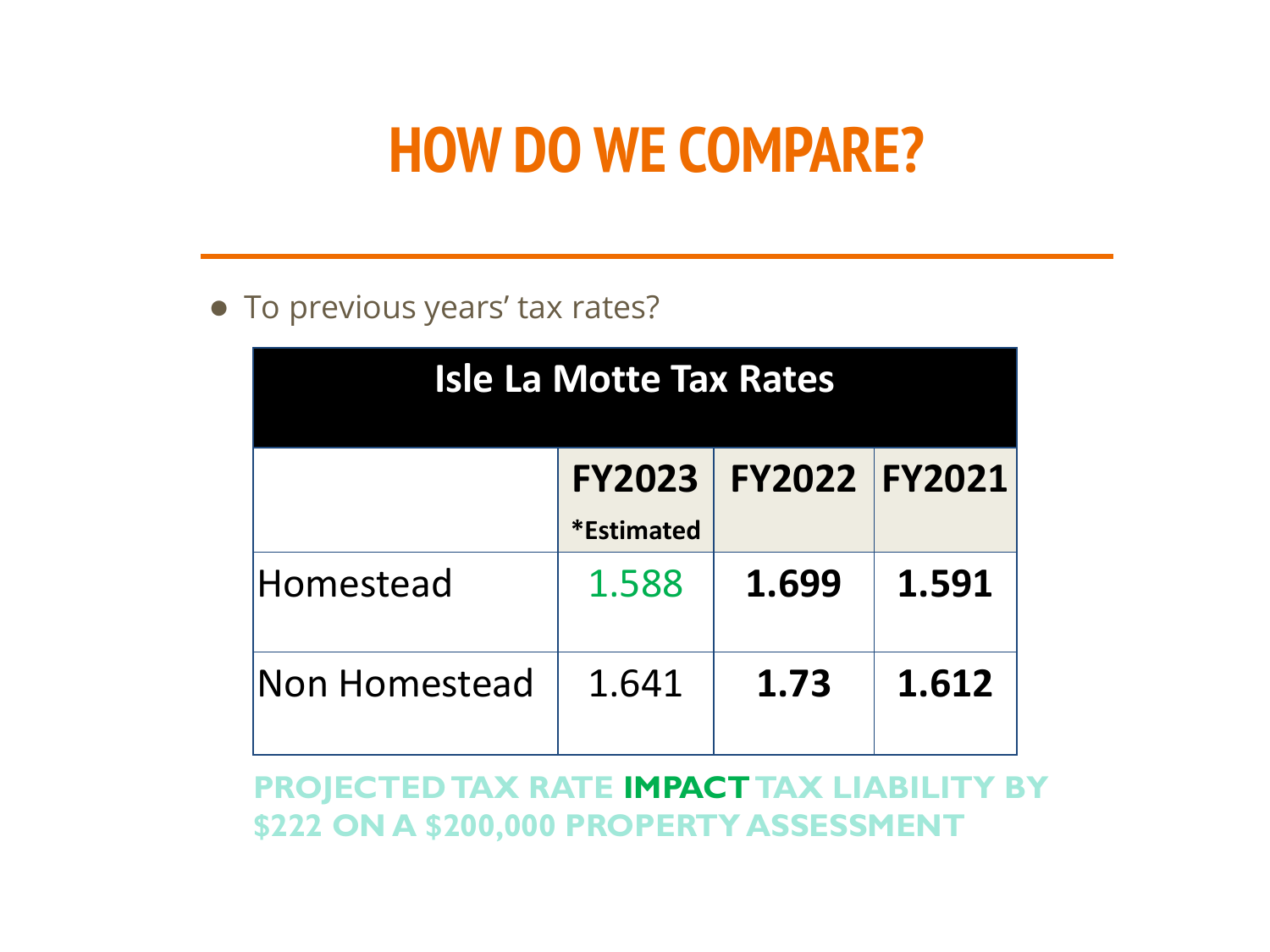# HOW DO WE COMPARE?

- To previous years' tax rates?

| Isle La Motte Tax Rates | | | |
|---|---|---|---|
| | FY2023 *Estimated | FY2022 | FY2021 |
| Homestead | 1.588 | **1.699** | **1.591** |
| Non Homestead | 1.641 | **1.73** | **1.612** |

**PROJECTED TAX RATE IMPACT TAX LIABILITY BY $222 ON A $200,000 PROPERTY ASSESSMENT**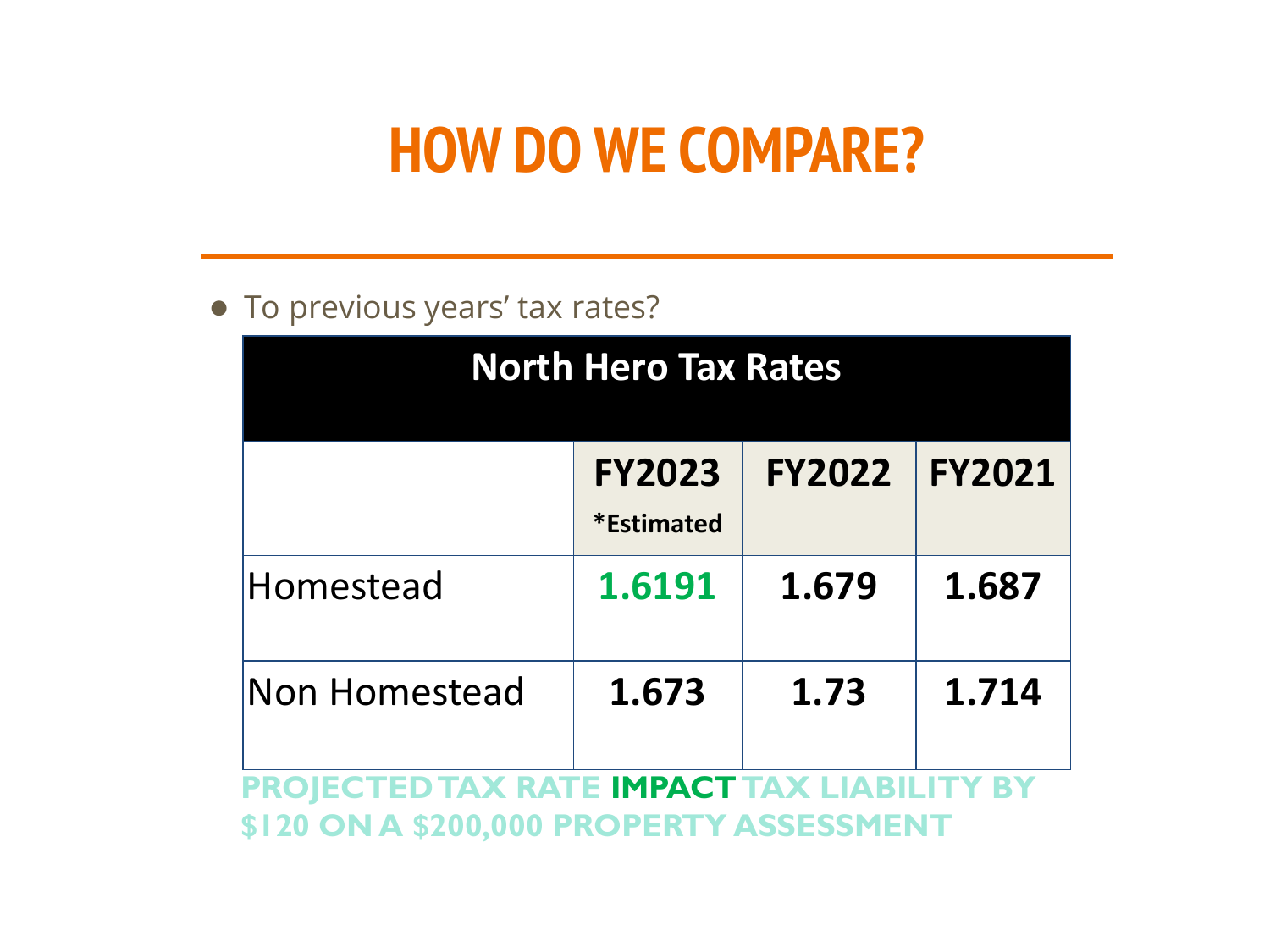# HOW DO WE COMPARE?

- To previous years' tax rates?

**North Hero Tax Rates**

| | FY2023 *Estimated | FY2022 | FY2021 |
|---|---|---|---|
| Homestead | **1.6191** | **1.679** | **1.687** |
| Non Homestead | **1.673** | **1.73** | **1.714** |

**PROJECTED TAX RATE IMPACT TAX LIABILITY BY $120 ON A $200,000 PROPERTY ASSESSMENT**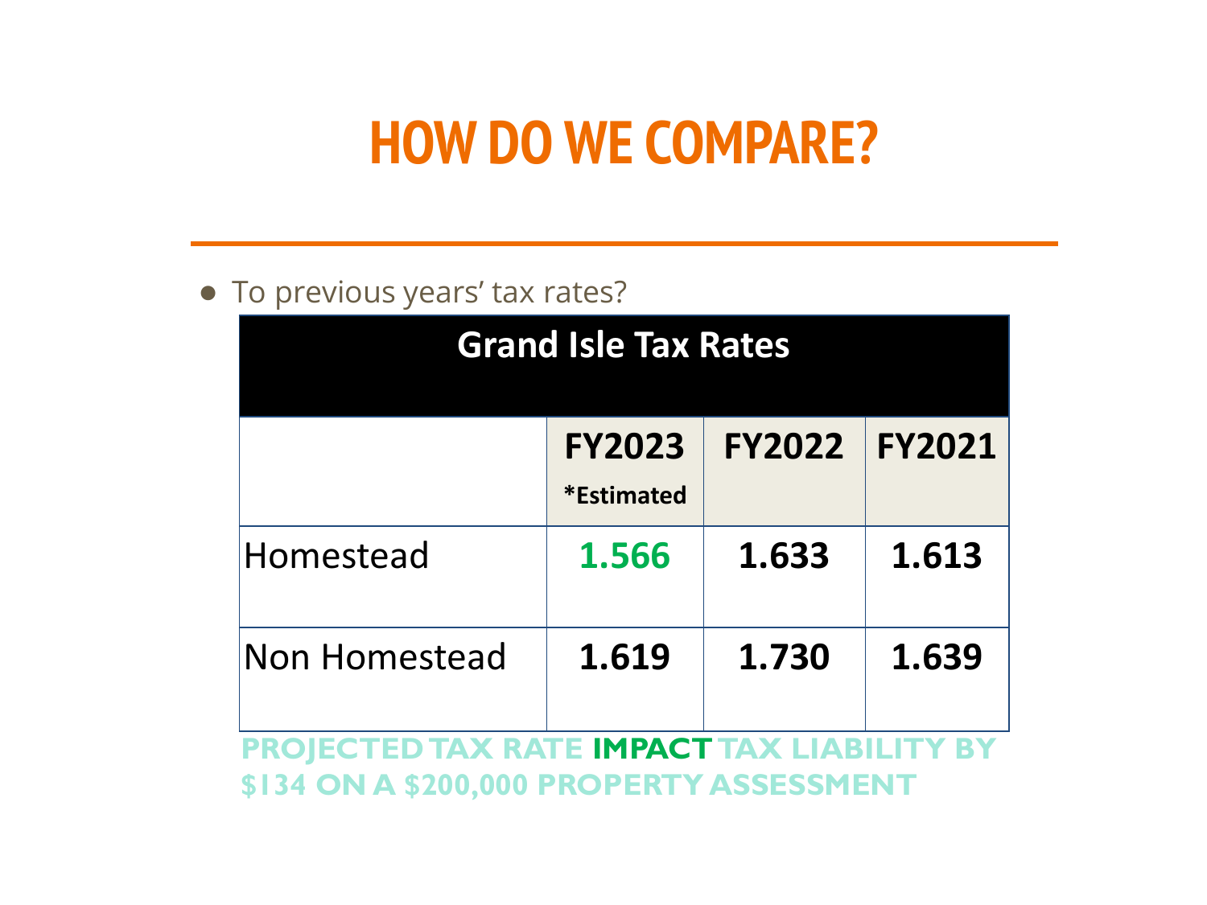# HOW DO WE COMPARE?

- To previous years' tax rates?

| Grand Isle Tax Rates | | | |
|---|---|---|---|
| | **FY2023** **\*Estimated** | **FY2022** | **FY2021** |
| Homestead | **1.566** | **1.633** | **1.613** |
| Non Homestead | **1.619** | **1.730** | **1.639** |

**PROJECTED TAX RATE IMPACT TAX LIABILITY BY $134 ON A $200,000 PROPERTY ASSESSMENT**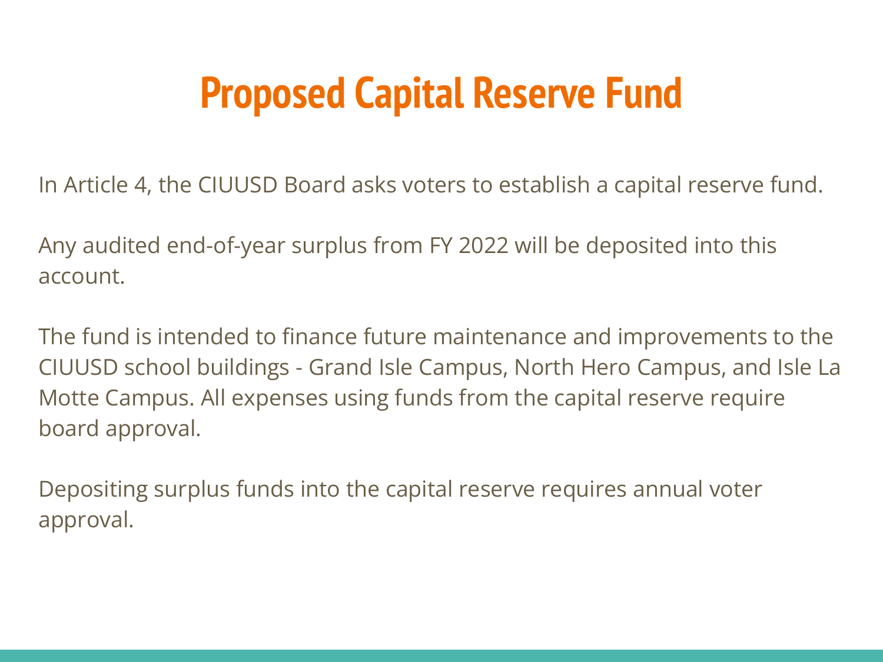# Proposed Capital Reserve Fund

In Article 4, the CIUUSD Board asks voters to establish a capital reserve fund.

Any audited end-of-year surplus from FY 2022 will be deposited into this account.

The fund is intended to finance future maintenance and improvements to the CIUUSD school buildings - Grand Isle Campus, North Hero Campus, and Isle La Motte Campus. All expenses using funds from the capital reserve require board approval.

Depositing surplus funds into the capital reserve requires annual voter approval.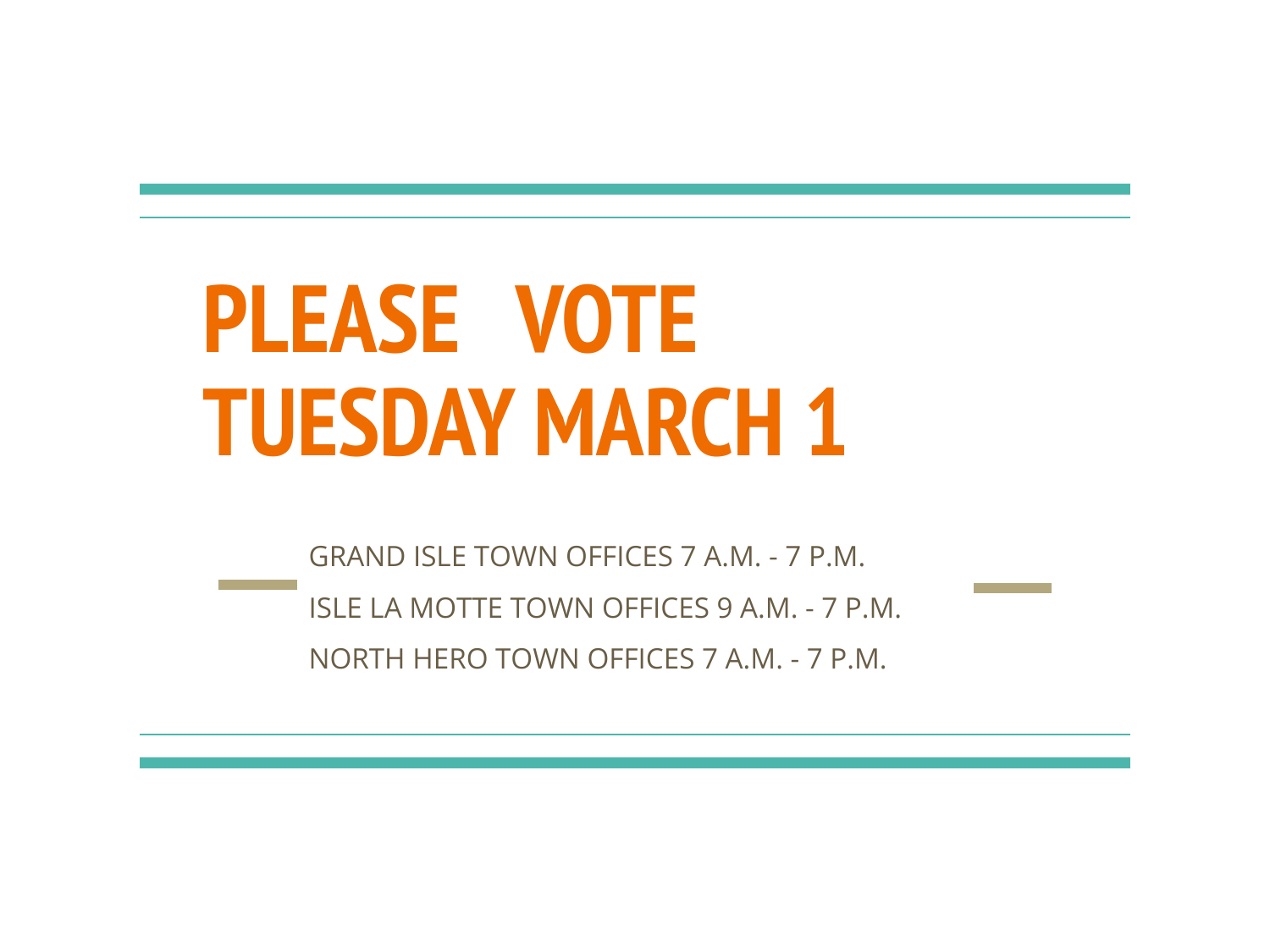# PLEASE VOTE
# TUESDAY MARCH 1

GRAND ISLE TOWN OFFICES 7 A.M. - 7 P.M.

ISLE LA MOTTE TOWN OFFICES 9 A.M. - 7 P.M.

NORTH HERO TOWN OFFICES 7 A.M. - 7 P.M.